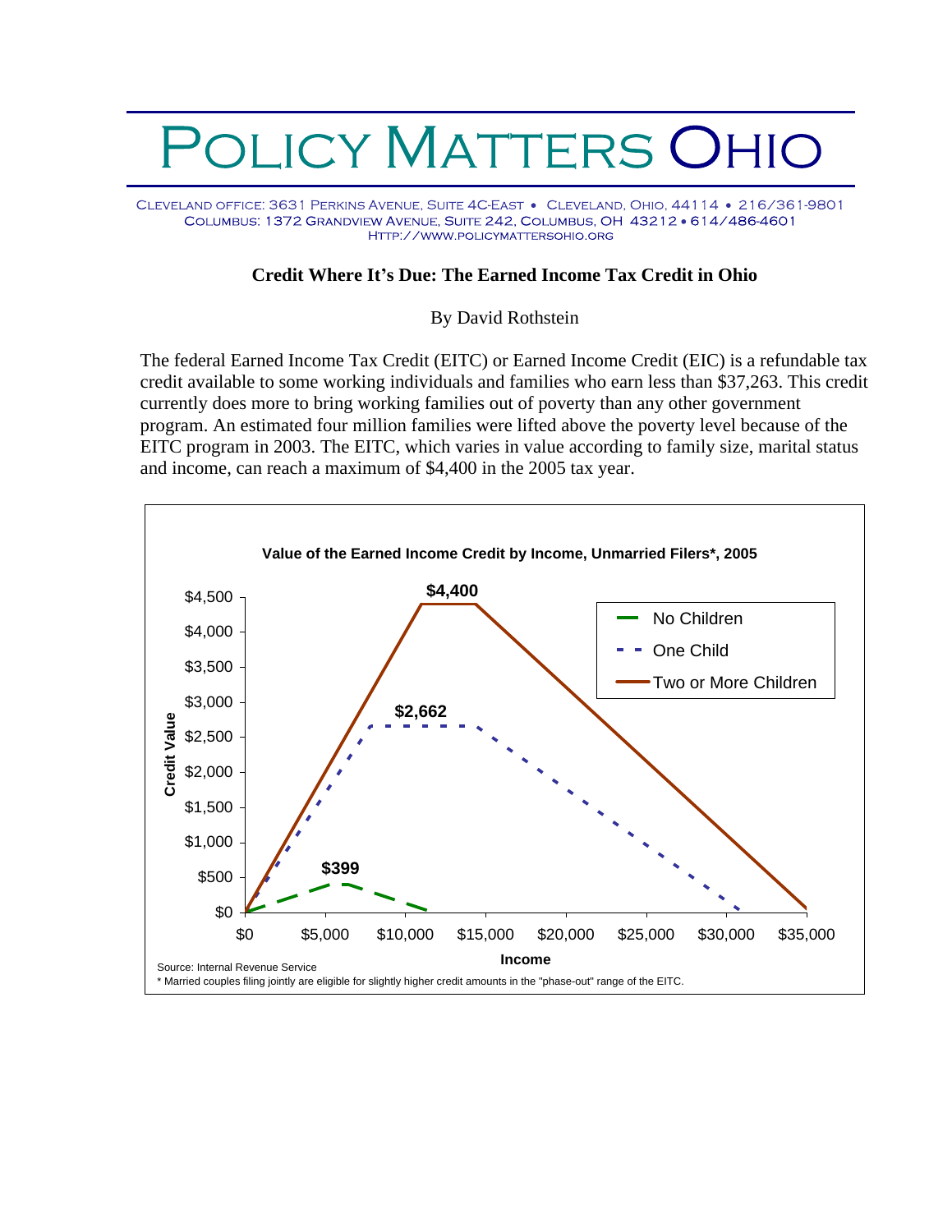# POLICY MATTERS OHIO

CLEVELAND OFFICE: 3631 PERKINS AVENUE, SUITE 4C-EAST • CLEVELAND, OHIO, 44114 • 216/361-9801
COLUMBUS: 1372 GRANDVIEW AVENUE, SUITE 242, COLUMBUS, OH 43212 • 614/486-4601
HTTP://WWW.POLICYMATTERSOHIO.ORG

## Credit Where It's Due: The Earned Income Tax Credit in Ohio

By David Rothstein

The federal Earned Income Tax Credit (EITC) or Earned Income Credit (EIC) is a refundable tax credit available to some working individuals and families who earn less than $37,263. This credit currently does more to bring working families out of poverty than any other government program. An estimated four million families were lifted above the poverty level because of the EITC program in 2003. The EITC, which varies in value according to family size, marital status and income, can reach a maximum of $4,400 in the 2005 tax year.

**Value of the Earned Income Credit by Income, Unmarried Filers\*, 2005**

Source: Internal Revenue Service

\* Married couples filing jointly are eligible for slightly higher credit amounts in the "phase-out" range of the EITC.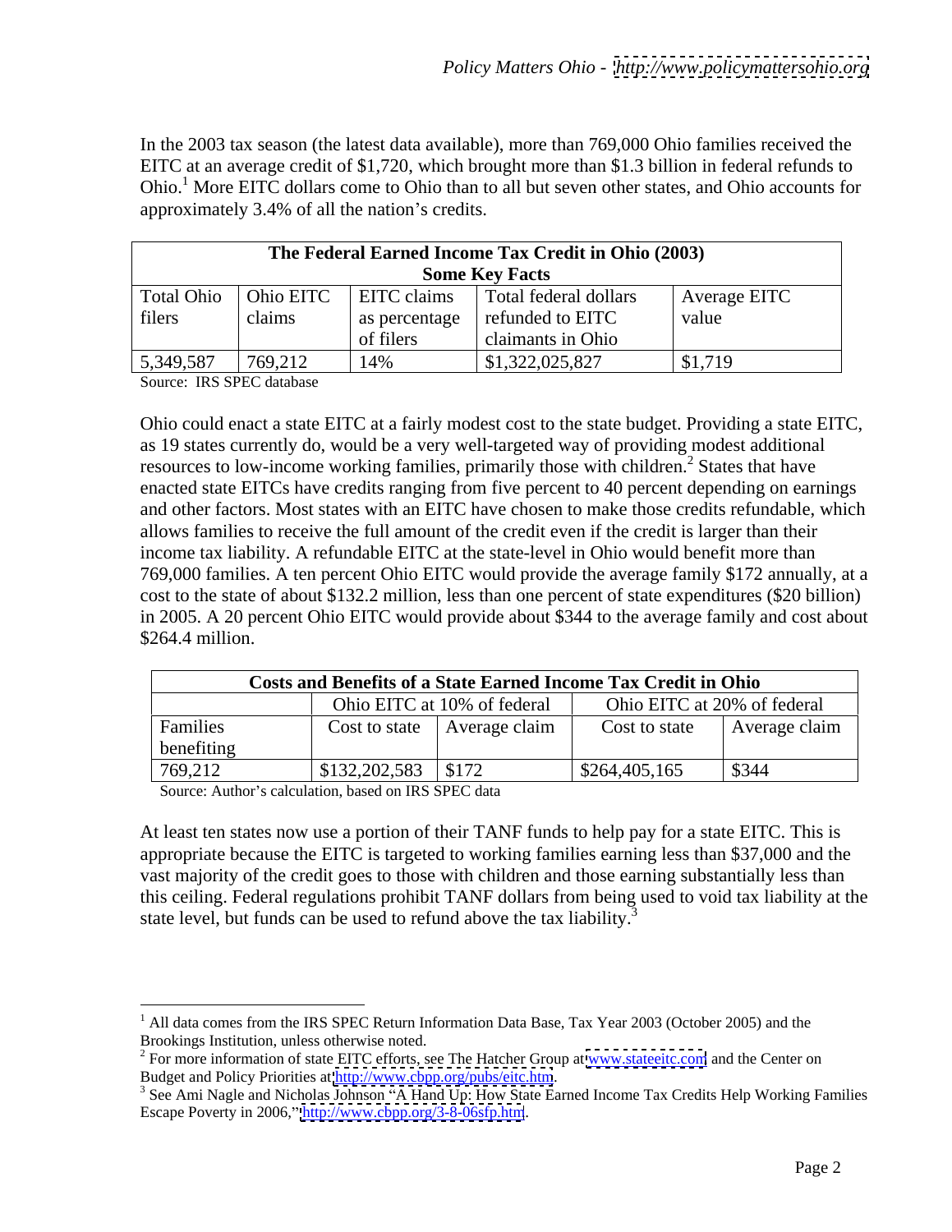In the 2003 tax season (the latest data available), more than 769,000 Ohio families received the EITC at an average credit of $1,720, which brought more than $1.3 billion in federal refunds to Ohio.[1] More EITC dollars come to Ohio than to all but seven other states, and Ohio accounts for approximately 3.4% of all the nation's credits.

| The Federal Earned Income Tax Credit in Ohio (2003) Some Key Facts | | | | |
|---|---|---|---|---|
| Total Ohio filers | Ohio EITC claims | EITC claims as percentage of filers | Total federal dollars refunded to EITC claimants in Ohio | Average EITC value |
| 5,349,587 | 769,212 | 14% | $1,322,025,827 | $1,719 |

Source: IRS SPEC database

Ohio could enact a state EITC at a fairly modest cost to the state budget. Providing a state EITC, as 19 states currently do, would be a very well-targeted way of providing modest additional resources to low-income working families, primarily those with children.[2] States that have enacted state EITCs have credits ranging from five percent to 40 percent depending on earnings and other factors. Most states with an EITC have chosen to make those credits refundable, which allows families to receive the full amount of the credit even if the credit is larger than their income tax liability. A refundable EITC at the state-level in Ohio would benefit more than 769,000 families. A ten percent Ohio EITC would provide the average family $172 annually, at a cost to the state of about $132.2 million, less than one percent of state expenditures ($20 billion) in 2005. A 20 percent Ohio EITC would provide about $344 to the average family and cost about $264.4 million.

| Costs and Benefits of a State Earned Income Tax Credit in Ohio | | | | |
|---|---|---|---|---|
| | Ohio EITC at 10% of federal | | Ohio EITC at 20% of federal | |
| Families benefiting | Cost to state | Average claim | Cost to state | Average claim |
| 769,212 | $132,202,583 | $172 | $264,405,165 | $344 |

Source: Author's calculation, based on IRS SPEC data

At least ten states now use a portion of their TANF funds to help pay for a state EITC. This is appropriate because the EITC is targeted to working families earning less than $37,000 and the vast majority of the credit goes to those with children and those earning substantially less than this ceiling. Federal regulations prohibit TANF dollars from being used to void tax liability at the state level, but funds can be used to refund above the tax liability.[3]

---

[1] All data comes from the IRS SPEC Return Information Data Base, Tax Year 2003 (October 2005) and the Brookings Institution, unless otherwise noted.

[2] For more information of state EITC efforts, see The Hatcher Group at www.stateeitc.com and the Center on Budget and Policy Priorities at http://www.cbpp.org/pubs/eitc.htm.

[3] See Ami Nagle and Nicholas Johnson "A Hand Up: How State Earned Income Tax Credits Help Working Families Escape Poverty in 2006," http://www.cbpp.org/3-8-06sfp.htm.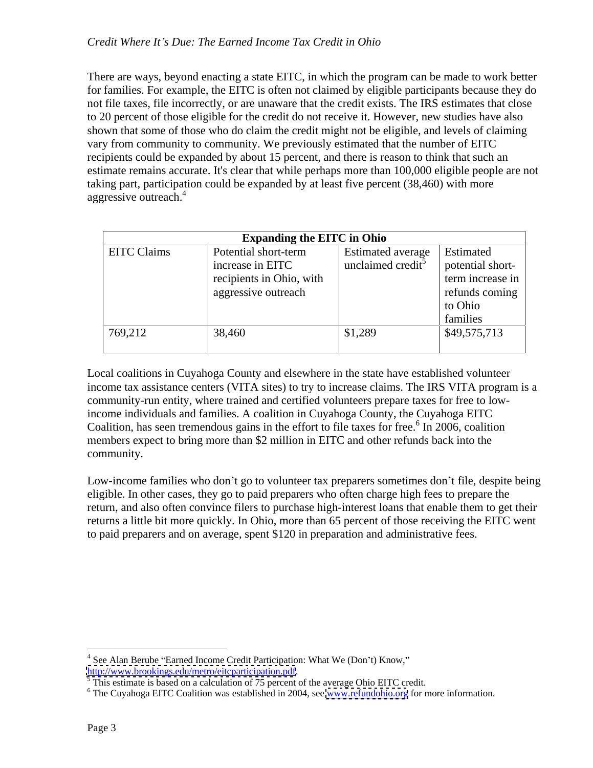There are ways, beyond enacting a state EITC, in which the program can be made to work better for families. For example, the EITC is often not claimed by eligible participants because they do not file taxes, file incorrectly, or are unaware that the credit exists. The IRS estimates that close to 20 percent of those eligible for the credit do not receive it. However, new studies have also shown that some of those who do claim the credit might not be eligible, and levels of claiming vary from community to community. We previously estimated that the number of EITC recipients could be expanded by about 15 percent, and there is reason to think that such an estimate remains accurate. It's clear that while perhaps more than 100,000 eligible people are not taking part, participation could be expanded by at least five percent (38,460) with more aggressive outreach.[4]

| **Expanding the EITC in Ohio** | | | |
|---|---|---|---|
| EITC Claims | Potential short-term increase in EITC recipients in Ohio, with aggressive outreach | Estimated average unclaimed credit[5] | Estimated potential short-term increase in refunds coming to Ohio families |
| 769,212 | 38,460 | $1,289 | $49,575,713 |

Local coalitions in Cuyahoga County and elsewhere in the state have established volunteer income tax assistance centers (VITA sites) to try to increase claims. The IRS VITA program is a community-run entity, where trained and certified volunteers prepare taxes for free to low-income individuals and families. A coalition in Cuyahoga County, the Cuyahoga EITC Coalition, has seen tremendous gains in the effort to file taxes for free.[6] In 2006, coalition members expect to bring more than $2 million in EITC and other refunds back into the community.

Low-income families who don't go to volunteer tax preparers sometimes don't file, despite being eligible. In other cases, they go to paid preparers who often charge high fees to prepare the return, and also often convince filers to purchase high-interest loans that enable them to get their returns a little bit more quickly. In Ohio, more than 65 percent of those receiving the EITC went to paid preparers and on average, spent $120 in preparation and administrative fees.

---

[4] See Alan Berube "Earned Income Credit Participation: What We (Don't) Know," http://www.brookings.edu/metro/eitcparticipation.pdf

[5] This estimate is based on a calculation of 75 percent of the average Ohio EITC credit.

[6] The Cuyahoga EITC Coalition was established in 2004, see www.refundohio.org for more information.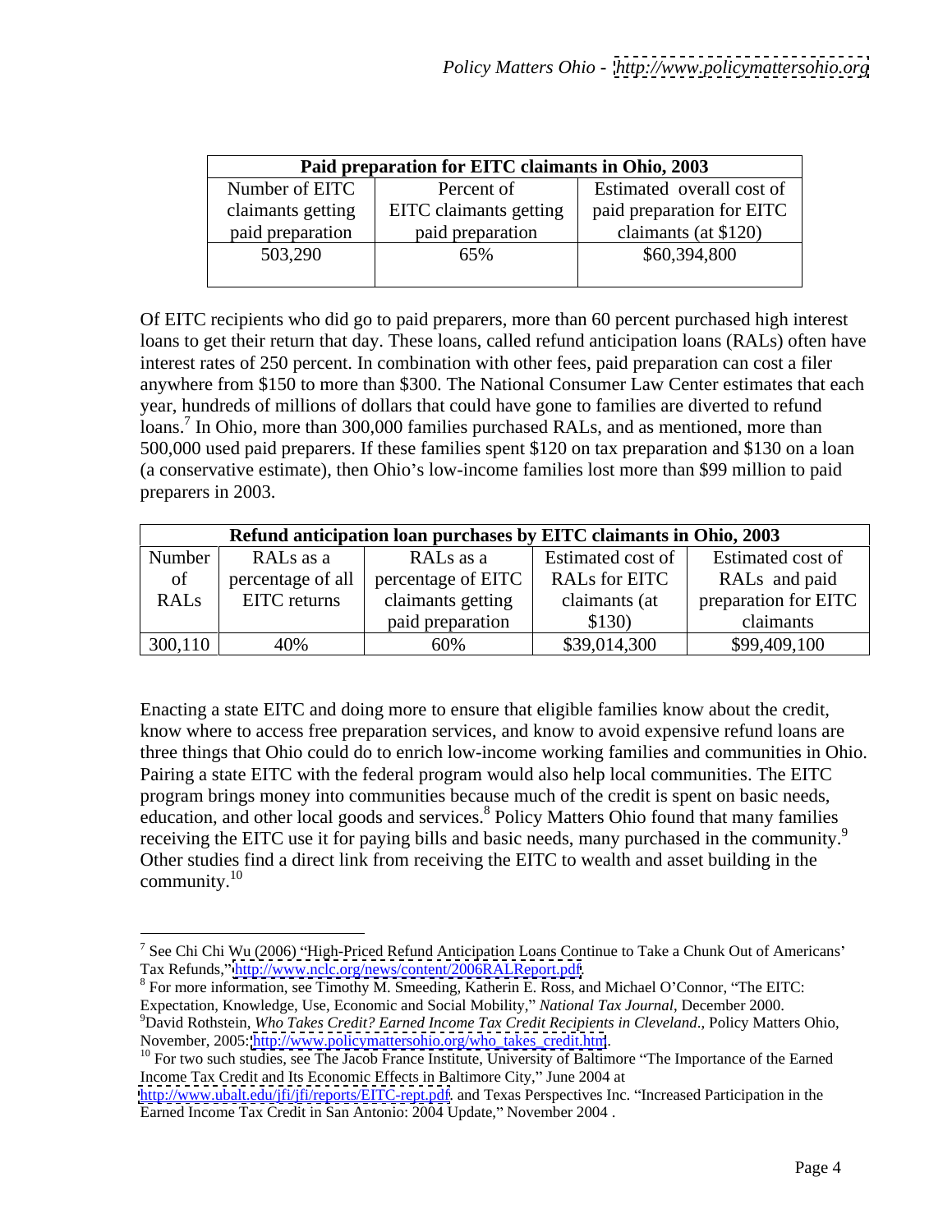| Paid preparation for EITC claimants in Ohio, 2003 | | |
|---|---|---|
| Number of EITC claimants getting paid preparation | Percent of EITC claimants getting paid preparation | Estimated overall cost of paid preparation for EITC claimants (at $120) |
| 503,290 | 65% | $60,394,800 |

Of EITC recipients who did go to paid preparers, more than 60 percent purchased high interest loans to get their return that day. These loans, called refund anticipation loans (RALs) often have interest rates of 250 percent. In combination with other fees, paid preparation can cost a filer anywhere from $150 to more than $300. The National Consumer Law Center estimates that each year, hundreds of millions of dollars that could have gone to families are diverted to refund loans.[7] In Ohio, more than 300,000 families purchased RALs, and as mentioned, more than 500,000 used paid preparers. If these families spent $120 on tax preparation and $130 on a loan (a conservative estimate), then Ohio's low-income families lost more than $99 million to paid preparers in 2003.

| Refund anticipation loan purchases by EITC claimants in Ohio, 2003 | | | | |
|---|---|---|---|---|
| Number of RALs | RALs as a percentage of all EITC returns | RALs as a percentage of EITC claimants getting paid preparation | Estimated cost of RALs for EITC claimants (at $130) | Estimated cost of RALs and paid preparation for EITC claimants |
| 300,110 | 40% | 60% | $39,014,300 | $99,409,100 |

Enacting a state EITC and doing more to ensure that eligible families know about the credit, know where to access free preparation services, and know to avoid expensive refund loans are three things that Ohio could do to enrich low-income working families and communities in Ohio. Pairing a state EITC with the federal program would also help local communities. The EITC program brings money into communities because much of the credit is spent on basic needs, education, and other local goods and services.[8] Policy Matters Ohio found that many families receiving the EITC use it for paying bills and basic needs, many purchased in the community.[9] Other studies find a direct link from receiving the EITC to wealth and asset building in the community.[10]

---

[7] See Chi Chi Wu (2006) "High-Priced Refund Anticipation Loans Continue to Take a Chunk Out of Americans' Tax Refunds," http://www.nclc.org/news/content/2006RALReport.pdf.

[8] For more information, see Timothy M. Smeeding, Katherin E. Ross, and Michael O'Connor, "The EITC: Expectation, Knowledge, Use, Economic and Social Mobility," *National Tax Journal*, December 2000.

[9] David Rothstein, *Who Takes Credit? Earned Income Tax Credit Recipients in Cleveland*., Policy Matters Ohio, November, 2005: http://www.policymattersohio.org/who_takes_credit.htm.

[10] For two such studies, see The Jacob France Institute, University of Baltimore "The Importance of the Earned Income Tax Credit and Its Economic Effects in Baltimore City," June 2004 at http://www.ubalt.edu/jfi/jfi/reports/EITC-rept.pdf. and Texas Perspectives Inc. "Increased Participation in the Earned Income Tax Credit in San Antonio: 2004 Update," November 2004 .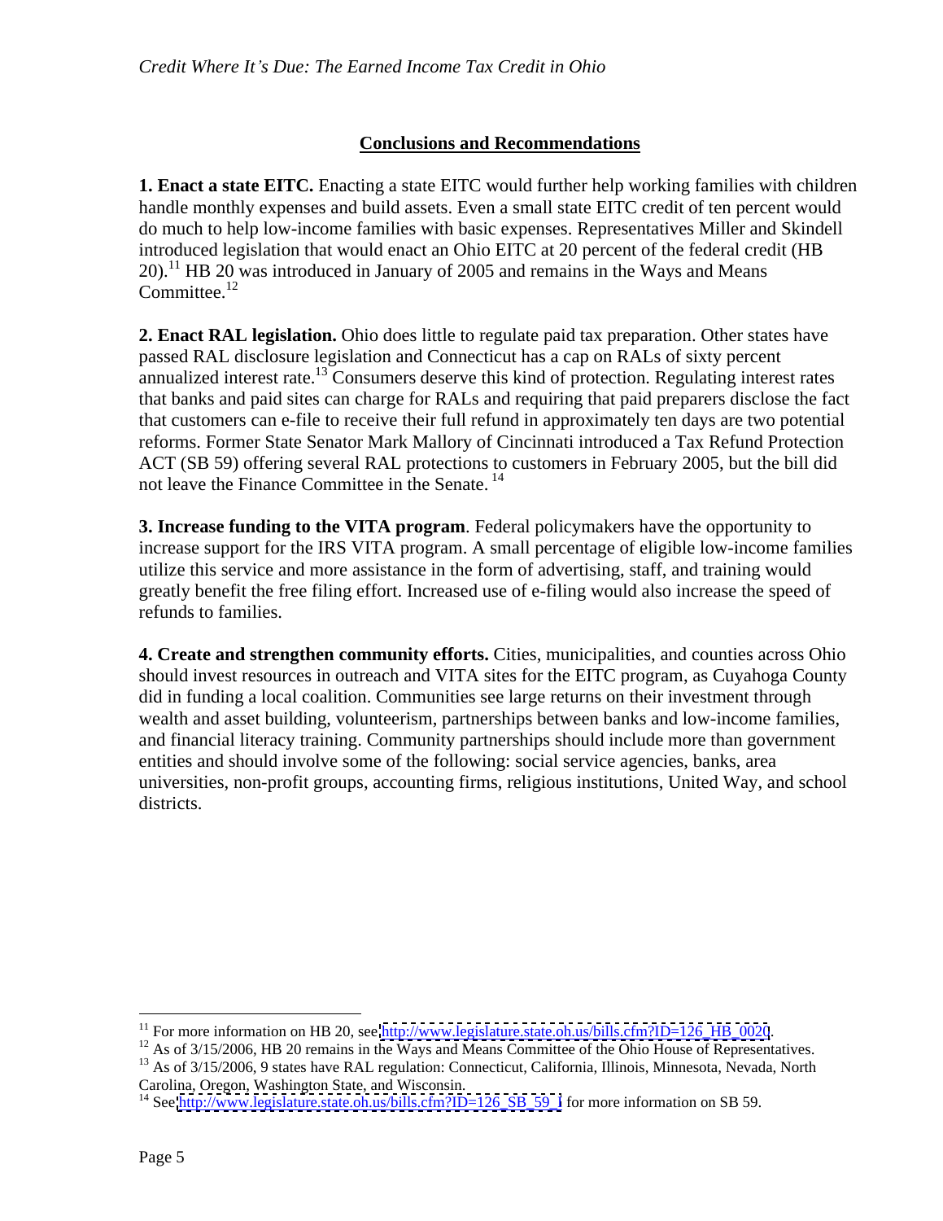## Conclusions and Recommendations

**1. Enact a state EITC.** Enacting a state EITC would further help working families with children handle monthly expenses and build assets. Even a small state EITC credit of ten percent would do much to help low-income families with basic expenses. Representatives Miller and Skindell introduced legislation that would enact an Ohio EITC at 20 percent of the federal credit (HB 20).[11] HB 20 was introduced in January of 2005 and remains in the Ways and Means Committee.[12]

**2. Enact RAL legislation.** Ohio does little to regulate paid tax preparation. Other states have passed RAL disclosure legislation and Connecticut has a cap on RALs of sixty percent annualized interest rate.[13] Consumers deserve this kind of protection. Regulating interest rates that banks and paid sites can charge for RALs and requiring that paid preparers disclose the fact that customers can e-file to receive their full refund in approximately ten days are two potential reforms. Former State Senator Mark Mallory of Cincinnati introduced a Tax Refund Protection ACT (SB 59) offering several RAL protections to customers in February 2005, but the bill did not leave the Finance Committee in the Senate.[14]

**3. Increase funding to the VITA program**. Federal policymakers have the opportunity to increase support for the IRS VITA program. A small percentage of eligible low-income families utilize this service and more assistance in the form of advertising, staff, and training would greatly benefit the free filing effort. Increased use of e-filing would also increase the speed of refunds to families.

**4. Create and strengthen community efforts.** Cities, municipalities, and counties across Ohio should invest resources in outreach and VITA sites for the EITC program, as Cuyahoga County did in funding a local coalition. Communities see large returns on their investment through wealth and asset building, volunteerism, partnerships between banks and low-income families, and financial literacy training. Community partnerships should include more than government entities and should involve some of the following: social service agencies, banks, area universities, non-profit groups, accounting firms, religious institutions, United Way, and school districts.

---

[11] For more information on HB 20, see http://www.legislature.state.oh.us/bills.cfm?ID=126_HB_0020.

[12] As of 3/15/2006, HB 20 remains in the Ways and Means Committee of the Ohio House of Representatives.

[13] As of 3/15/2006, 9 states have RAL regulation: Connecticut, California, Illinois, Minnesota, Nevada, North Carolina, Oregon, Washington State, and Wisconsin.

[14] See http://www.legislature.state.oh.us/bills.cfm?ID=126_SB_59_I for more information on SB 59.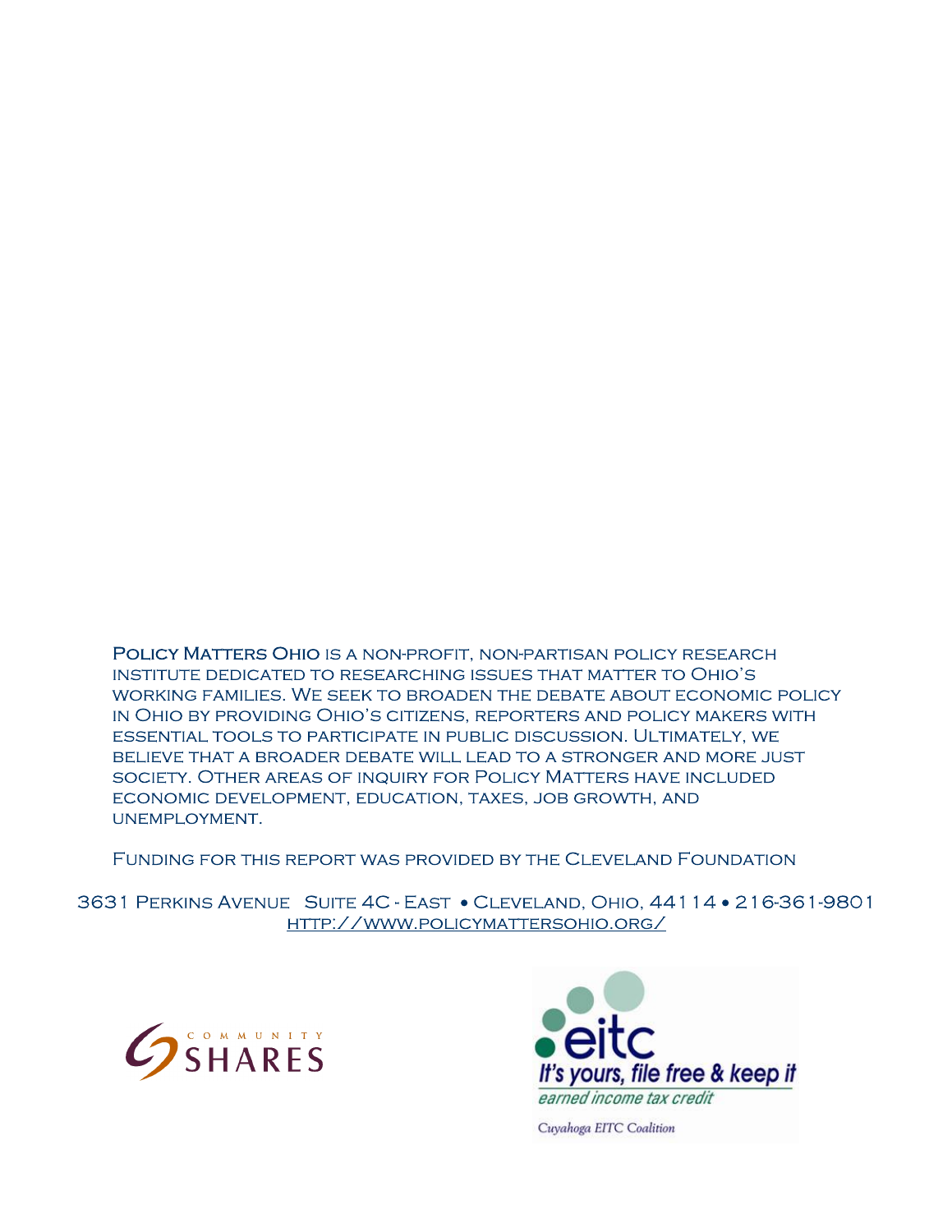**Policy Matters Ohio** is a non-profit, non-partisan policy research institute dedicated to researching issues that matter to Ohio's working families. We seek to broaden the debate about economic policy in Ohio by providing Ohio's citizens, reporters and policy makers with essential tools to participate in public discussion. Ultimately, we believe that a broader debate will lead to a stronger and more just society. Other areas of inquiry for Policy Matters have included economic development, education, taxes, job growth, and unemployment.

Funding for this report was provided by the Cleveland Foundation

3631 Perkins Avenue Suite 4C - East • Cleveland, Ohio, 44114 • 216-361-9801
http://www.policymattersohio.org/

COMMUNITY SHARES

eitc
It's yours, file free & keep it
earned income tax credit
Cuyahoga EITC Coalition